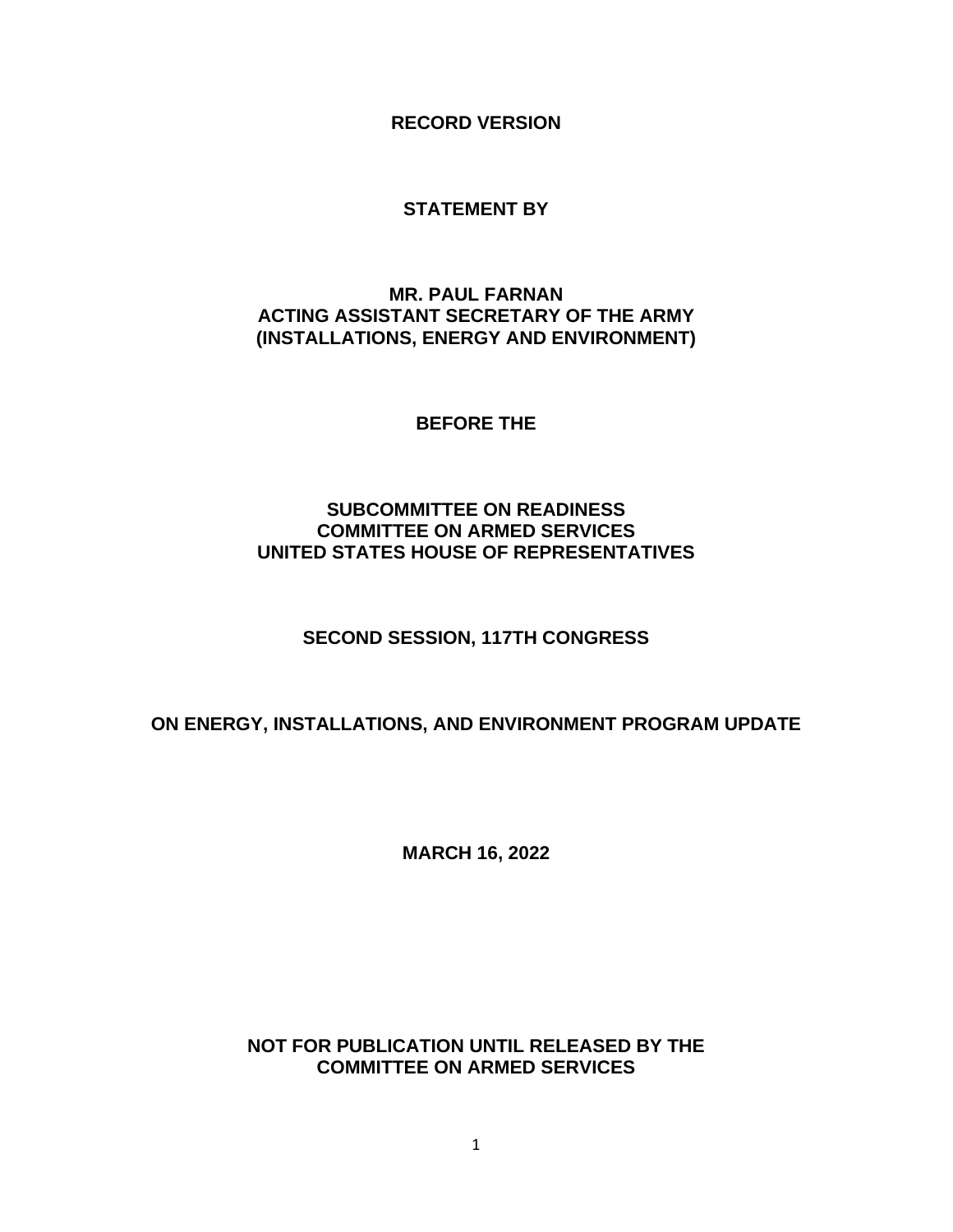**RECORD VERSION**

**STATEMENT BY**

**MR. PAUL FARNAN**
**ACTING ASSISTANT SECRETARY OF THE ARMY**
**(INSTALLATIONS, ENERGY AND ENVIRONMENT)**

**BEFORE THE**

**SUBCOMMITTEE ON READINESS**
**COMMITTEE ON ARMED SERVICES**
**UNITED STATES HOUSE OF REPRESENTATIVES**

**SECOND SESSION, 117TH CONGRESS**

**ON ENERGY, INSTALLATIONS, AND ENVIRONMENT PROGRAM UPDATE**

**MARCH 16, 2022**

**NOT FOR PUBLICATION UNTIL RELEASED BY THE**
**COMMITTEE ON ARMED SERVICES**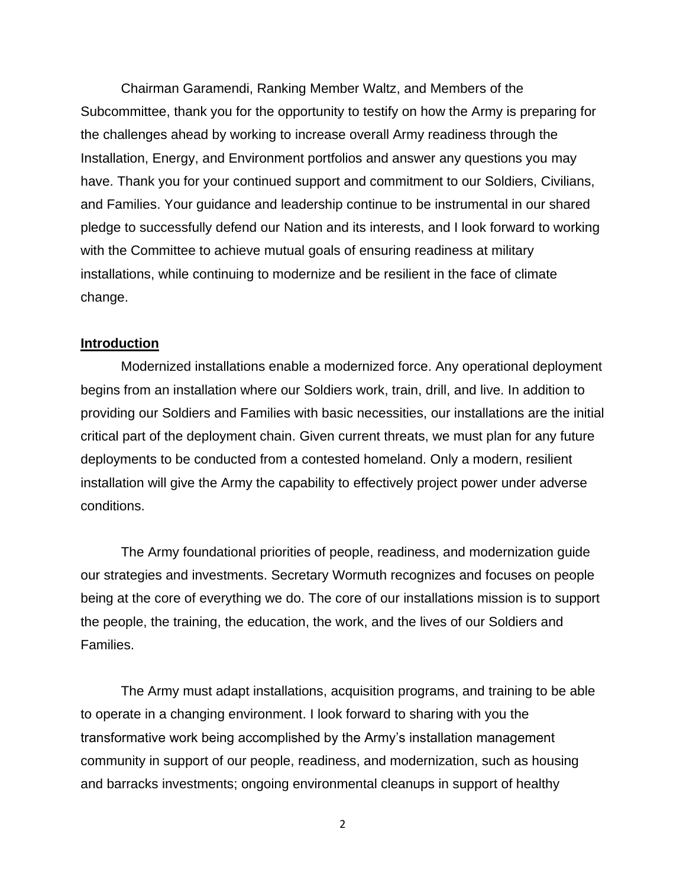Chairman Garamendi, Ranking Member Waltz, and Members of the Subcommittee, thank you for the opportunity to testify on how the Army is preparing for the challenges ahead by working to increase overall Army readiness through the Installation, Energy, and Environment portfolios and answer any questions you may have. Thank you for your continued support and commitment to our Soldiers, Civilians, and Families. Your guidance and leadership continue to be instrumental in our shared pledge to successfully defend our Nation and its interests, and I look forward to working with the Committee to achieve mutual goals of ensuring readiness at military installations, while continuing to modernize and be resilient in the face of climate change.

## Introduction

Modernized installations enable a modernized force. Any operational deployment begins from an installation where our Soldiers work, train, drill, and live. In addition to providing our Soldiers and Families with basic necessities, our installations are the initial critical part of the deployment chain. Given current threats, we must plan for any future deployments to be conducted from a contested homeland. Only a modern, resilient installation will give the Army the capability to effectively project power under adverse conditions.

The Army foundational priorities of people, readiness, and modernization guide our strategies and investments. Secretary Wormuth recognizes and focuses on people being at the core of everything we do. The core of our installations mission is to support the people, the training, the education, the work, and the lives of our Soldiers and Families.

The Army must adapt installations, acquisition programs, and training to be able to operate in a changing environment. I look forward to sharing with you the transformative work being accomplished by the Army's installation management community in support of our people, readiness, and modernization, such as housing and barracks investments; ongoing environmental cleanups in support of healthy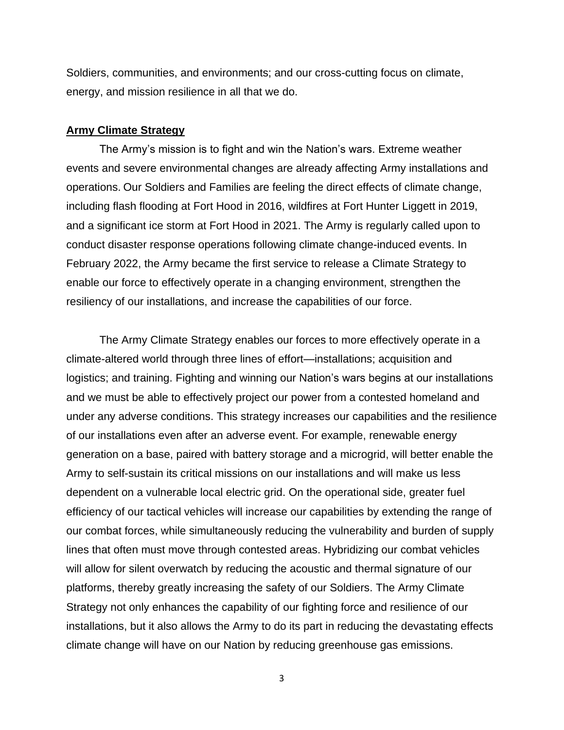Soldiers, communities, and environments; and our cross-cutting focus on climate, energy, and mission resilience in all that we do.

## Army Climate Strategy

The Army's mission is to fight and win the Nation's wars. Extreme weather events and severe environmental changes are already affecting Army installations and operations. Our Soldiers and Families are feeling the direct effects of climate change, including flash flooding at Fort Hood in 2016, wildfires at Fort Hunter Liggett in 2019, and a significant ice storm at Fort Hood in 2021. The Army is regularly called upon to conduct disaster response operations following climate change-induced events. In February 2022, the Army became the first service to release a Climate Strategy to enable our force to effectively operate in a changing environment, strengthen the resiliency of our installations, and increase the capabilities of our force.

The Army Climate Strategy enables our forces to more effectively operate in a climate-altered world through three lines of effort—installations; acquisition and logistics; and training. Fighting and winning our Nation's wars begins at our installations and we must be able to effectively project our power from a contested homeland and under any adverse conditions. This strategy increases our capabilities and the resilience of our installations even after an adverse event. For example, renewable energy generation on a base, paired with battery storage and a microgrid, will better enable the Army to self-sustain its critical missions on our installations and will make us less dependent on a vulnerable local electric grid. On the operational side, greater fuel efficiency of our tactical vehicles will increase our capabilities by extending the range of our combat forces, while simultaneously reducing the vulnerability and burden of supply lines that often must move through contested areas. Hybridizing our combat vehicles will allow for silent overwatch by reducing the acoustic and thermal signature of our platforms, thereby greatly increasing the safety of our Soldiers. The Army Climate Strategy not only enhances the capability of our fighting force and resilience of our installations, but it also allows the Army to do its part in reducing the devastating effects climate change will have on our Nation by reducing greenhouse gas emissions.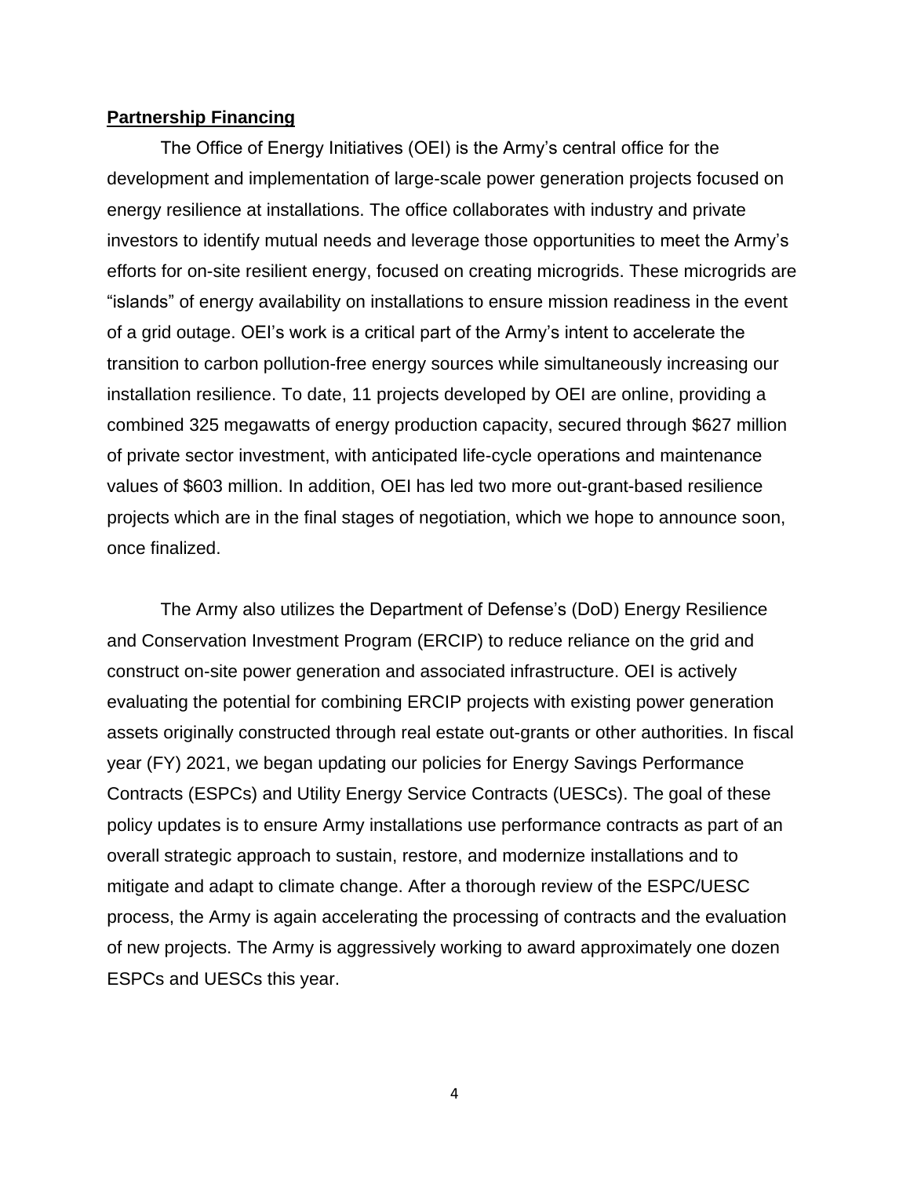## Partnership Financing

The Office of Energy Initiatives (OEI) is the Army's central office for the development and implementation of large-scale power generation projects focused on energy resilience at installations. The office collaborates with industry and private investors to identify mutual needs and leverage those opportunities to meet the Army's efforts for on-site resilient energy, focused on creating microgrids. These microgrids are "islands" of energy availability on installations to ensure mission readiness in the event of a grid outage. OEI's work is a critical part of the Army's intent to accelerate the transition to carbon pollution-free energy sources while simultaneously increasing our installation resilience. To date, 11 projects developed by OEI are online, providing a combined 325 megawatts of energy production capacity, secured through $627 million of private sector investment, with anticipated life-cycle operations and maintenance values of $603 million. In addition, OEI has led two more out-grant-based resilience projects which are in the final stages of negotiation, which we hope to announce soon, once finalized.

The Army also utilizes the Department of Defense's (DoD) Energy Resilience and Conservation Investment Program (ERCIP) to reduce reliance on the grid and construct on-site power generation and associated infrastructure. OEI is actively evaluating the potential for combining ERCIP projects with existing power generation assets originally constructed through real estate out-grants or other authorities. In fiscal year (FY) 2021, we began updating our policies for Energy Savings Performance Contracts (ESPCs) and Utility Energy Service Contracts (UESCs). The goal of these policy updates is to ensure Army installations use performance contracts as part of an overall strategic approach to sustain, restore, and modernize installations and to mitigate and adapt to climate change. After a thorough review of the ESPC/UESC process, the Army is again accelerating the processing of contracts and the evaluation of new projects. The Army is aggressively working to award approximately one dozen ESPCs and UESCs this year.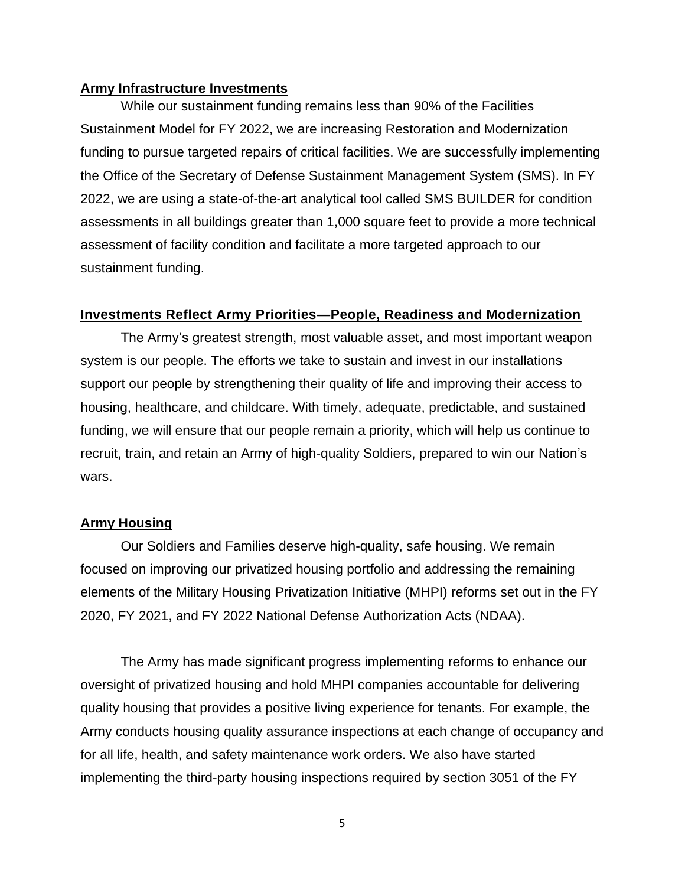## Army Infrastructure Investments

While our sustainment funding remains less than 90% of the Facilities Sustainment Model for FY 2022, we are increasing Restoration and Modernization funding to pursue targeted repairs of critical facilities. We are successfully implementing the Office of the Secretary of Defense Sustainment Management System (SMS). In FY 2022, we are using a state-of-the-art analytical tool called SMS BUILDER for condition assessments in all buildings greater than 1,000 square feet to provide a more technical assessment of facility condition and facilitate a more targeted approach to our sustainment funding.

## Investments Reflect Army Priorities—People, Readiness and Modernization

The Army's greatest strength, most valuable asset, and most important weapon system is our people. The efforts we take to sustain and invest in our installations support our people by strengthening their quality of life and improving their access to housing, healthcare, and childcare. With timely, adequate, predictable, and sustained funding, we will ensure that our people remain a priority, which will help us continue to recruit, train, and retain an Army of high-quality Soldiers, prepared to win our Nation's wars.

## Army Housing

Our Soldiers and Families deserve high-quality, safe housing. We remain focused on improving our privatized housing portfolio and addressing the remaining elements of the Military Housing Privatization Initiative (MHPI) reforms set out in the FY 2020, FY 2021, and FY 2022 National Defense Authorization Acts (NDAA).

The Army has made significant progress implementing reforms to enhance our oversight of privatized housing and hold MHPI companies accountable for delivering quality housing that provides a positive living experience for tenants. For example, the Army conducts housing quality assurance inspections at each change of occupancy and for all life, health, and safety maintenance work orders. We also have started implementing the third-party housing inspections required by section 3051 of the FY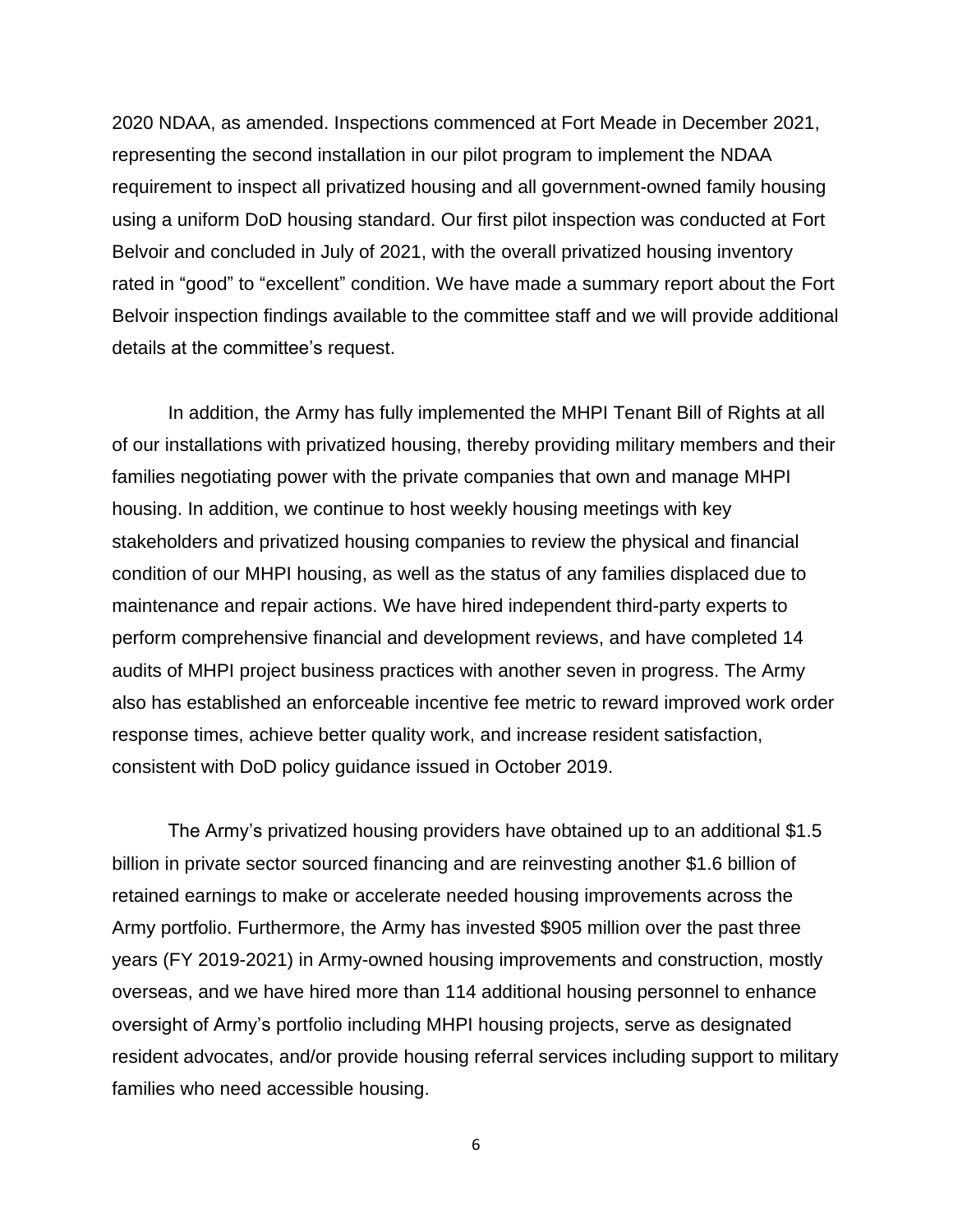2020 NDAA, as amended. Inspections commenced at Fort Meade in December 2021, representing the second installation in our pilot program to implement the NDAA requirement to inspect all privatized housing and all government-owned family housing using a uniform DoD housing standard. Our first pilot inspection was conducted at Fort Belvoir and concluded in July of 2021, with the overall privatized housing inventory rated in "good" to "excellent" condition. We have made a summary report about the Fort Belvoir inspection findings available to the committee staff and we will provide additional details at the committee's request.

In addition, the Army has fully implemented the MHPI Tenant Bill of Rights at all of our installations with privatized housing, thereby providing military members and their families negotiating power with the private companies that own and manage MHPI housing. In addition, we continue to host weekly housing meetings with key stakeholders and privatized housing companies to review the physical and financial condition of our MHPI housing, as well as the status of any families displaced due to maintenance and repair actions. We have hired independent third-party experts to perform comprehensive financial and development reviews, and have completed 14 audits of MHPI project business practices with another seven in progress. The Army also has established an enforceable incentive fee metric to reward improved work order response times, achieve better quality work, and increase resident satisfaction, consistent with DoD policy guidance issued in October 2019.

The Army's privatized housing providers have obtained up to an additional $1.5 billion in private sector sourced financing and are reinvesting another $1.6 billion of retained earnings to make or accelerate needed housing improvements across the Army portfolio. Furthermore, the Army has invested $905 million over the past three years (FY 2019-2021) in Army-owned housing improvements and construction, mostly overseas, and we have hired more than 114 additional housing personnel to enhance oversight of Army's portfolio including MHPI housing projects, serve as designated resident advocates, and/or provide housing referral services including support to military families who need accessible housing.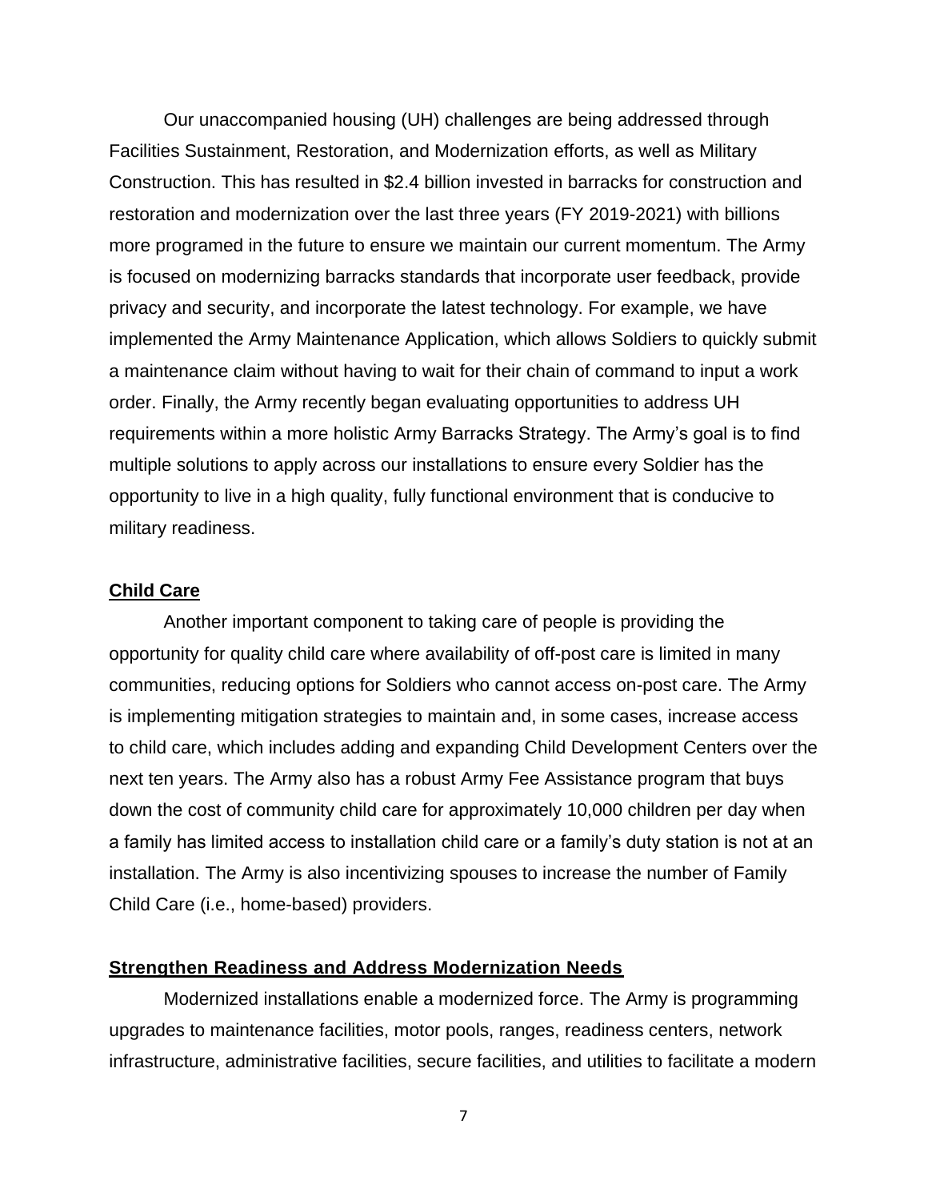Our unaccompanied housing (UH) challenges are being addressed through Facilities Sustainment, Restoration, and Modernization efforts, as well as Military Construction. This has resulted in $2.4 billion invested in barracks for construction and restoration and modernization over the last three years (FY 2019-2021) with billions more programed in the future to ensure we maintain our current momentum. The Army is focused on modernizing barracks standards that incorporate user feedback, provide privacy and security, and incorporate the latest technology. For example, we have implemented the Army Maintenance Application, which allows Soldiers to quickly submit a maintenance claim without having to wait for their chain of command to input a work order. Finally, the Army recently began evaluating opportunities to address UH requirements within a more holistic Army Barracks Strategy. The Army's goal is to find multiple solutions to apply across our installations to ensure every Soldier has the opportunity to live in a high quality, fully functional environment that is conducive to military readiness.

## Child Care

Another important component to taking care of people is providing the opportunity for quality child care where availability of off-post care is limited in many communities, reducing options for Soldiers who cannot access on-post care. The Army is implementing mitigation strategies to maintain and, in some cases, increase access to child care, which includes adding and expanding Child Development Centers over the next ten years. The Army also has a robust Army Fee Assistance program that buys down the cost of community child care for approximately 10,000 children per day when a family has limited access to installation child care or a family's duty station is not at an installation. The Army is also incentivizing spouses to increase the number of Family Child Care (i.e., home-based) providers.

## Strengthen Readiness and Address Modernization Needs

Modernized installations enable a modernized force. The Army is programming upgrades to maintenance facilities, motor pools, ranges, readiness centers, network infrastructure, administrative facilities, secure facilities, and utilities to facilitate a modern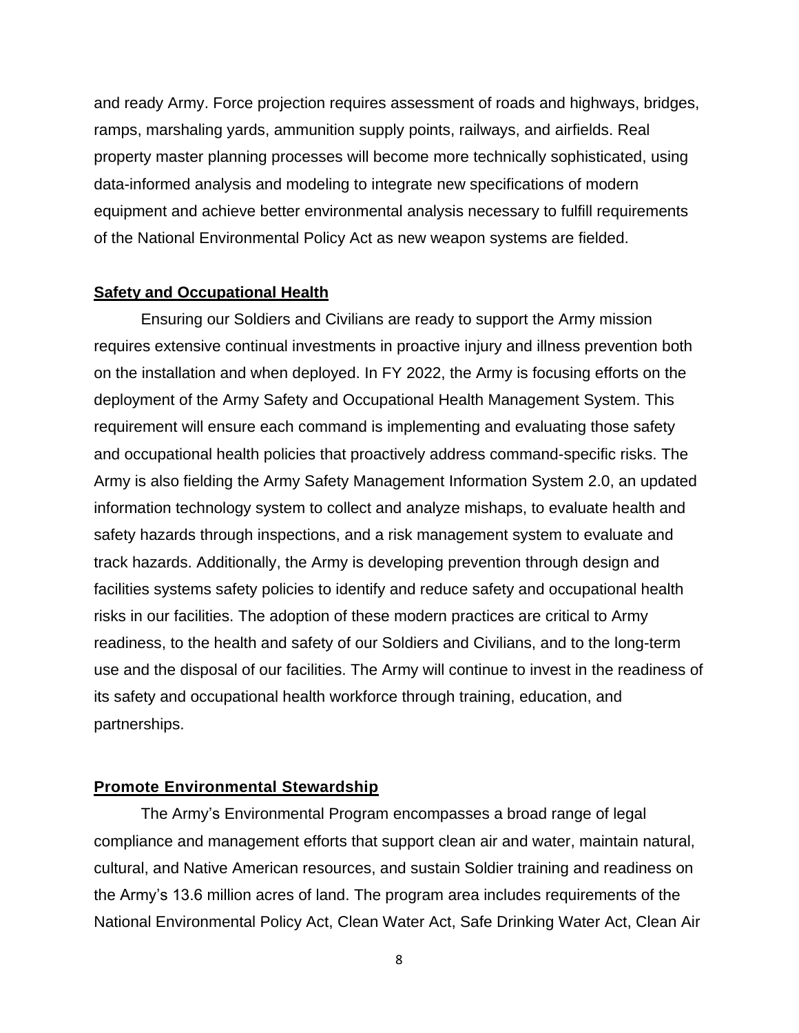and ready Army. Force projection requires assessment of roads and highways, bridges, ramps, marshaling yards, ammunition supply points, railways, and airfields. Real property master planning processes will become more technically sophisticated, using data-informed analysis and modeling to integrate new specifications of modern equipment and achieve better environmental analysis necessary to fulfill requirements of the National Environmental Policy Act as new weapon systems are fielded.

**Safety and Occupational Health**

Ensuring our Soldiers and Civilians are ready to support the Army mission requires extensive continual investments in proactive injury and illness prevention both on the installation and when deployed. In FY 2022, the Army is focusing efforts on the deployment of the Army Safety and Occupational Health Management System. This requirement will ensure each command is implementing and evaluating those safety and occupational health policies that proactively address command-specific risks. The Army is also fielding the Army Safety Management Information System 2.0, an updated information technology system to collect and analyze mishaps, to evaluate health and safety hazards through inspections, and a risk management system to evaluate and track hazards. Additionally, the Army is developing prevention through design and facilities systems safety policies to identify and reduce safety and occupational health risks in our facilities. The adoption of these modern practices are critical to Army readiness, to the health and safety of our Soldiers and Civilians, and to the long-term use and the disposal of our facilities. The Army will continue to invest in the readiness of its safety and occupational health workforce through training, education, and partnerships.

**Promote Environmental Stewardship**

The Army's Environmental Program encompasses a broad range of legal compliance and management efforts that support clean air and water, maintain natural, cultural, and Native American resources, and sustain Soldier training and readiness on the Army's 13.6 million acres of land. The program area includes requirements of the National Environmental Policy Act, Clean Water Act, Safe Drinking Water Act, Clean Air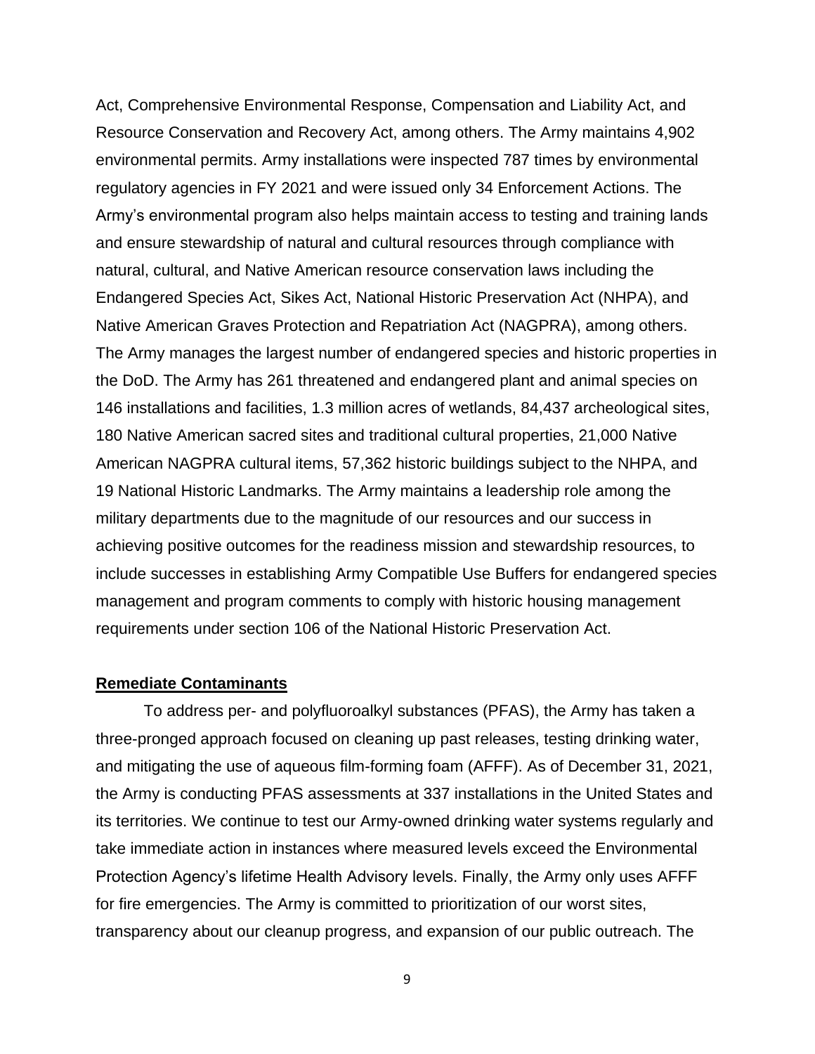Act, Comprehensive Environmental Response, Compensation and Liability Act, and Resource Conservation and Recovery Act, among others. The Army maintains 4,902 environmental permits. Army installations were inspected 787 times by environmental regulatory agencies in FY 2021 and were issued only 34 Enforcement Actions. The Army's environmental program also helps maintain access to testing and training lands and ensure stewardship of natural and cultural resources through compliance with natural, cultural, and Native American resource conservation laws including the Endangered Species Act, Sikes Act, National Historic Preservation Act (NHPA), and Native American Graves Protection and Repatriation Act (NAGPRA), among others. The Army manages the largest number of endangered species and historic properties in the DoD. The Army has 261 threatened and endangered plant and animal species on 146 installations and facilities, 1.3 million acres of wetlands, 84,437 archeological sites, 180 Native American sacred sites and traditional cultural properties, 21,000 Native American NAGPRA cultural items, 57,362 historic buildings subject to the NHPA, and 19 National Historic Landmarks. The Army maintains a leadership role among the military departments due to the magnitude of our resources and our success in achieving positive outcomes for the readiness mission and stewardship resources, to include successes in establishing Army Compatible Use Buffers for endangered species management and program comments to comply with historic housing management requirements under section 106 of the National Historic Preservation Act.

**Remediate Contaminants**

To address per- and polyfluoroalkyl substances (PFAS), the Army has taken a three-pronged approach focused on cleaning up past releases, testing drinking water, and mitigating the use of aqueous film-forming foam (AFFF). As of December 31, 2021, the Army is conducting PFAS assessments at 337 installations in the United States and its territories. We continue to test our Army-owned drinking water systems regularly and take immediate action in instances where measured levels exceed the Environmental Protection Agency's lifetime Health Advisory levels. Finally, the Army only uses AFFF for fire emergencies. The Army is committed to prioritization of our worst sites, transparency about our cleanup progress, and expansion of our public outreach. The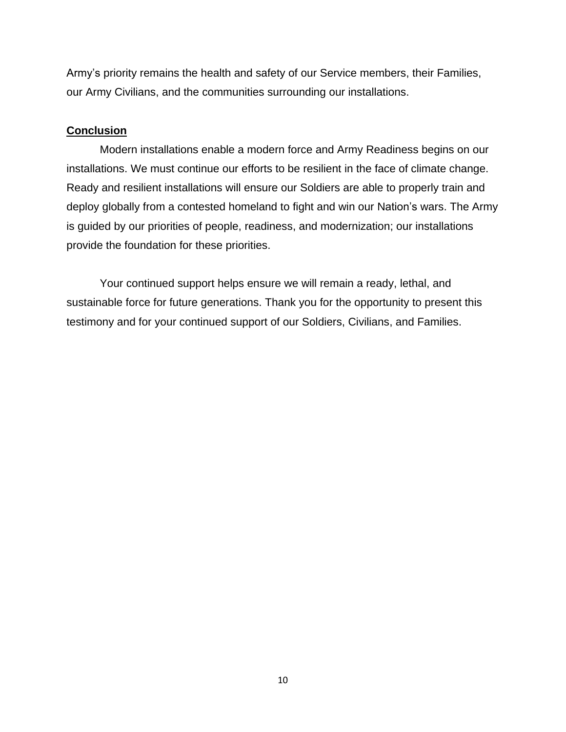Army's priority remains the health and safety of our Service members, their Families, our Army Civilians, and the communities surrounding our installations.

**Conclusion**

Modern installations enable a modern force and Army Readiness begins on our installations. We must continue our efforts to be resilient in the face of climate change. Ready and resilient installations will ensure our Soldiers are able to properly train and deploy globally from a contested homeland to fight and win our Nation's wars. The Army is guided by our priorities of people, readiness, and modernization; our installations provide the foundation for these priorities.

Your continued support helps ensure we will remain a ready, lethal, and sustainable force for future generations. Thank you for the opportunity to present this testimony and for your continued support of our Soldiers, Civilians, and Families.